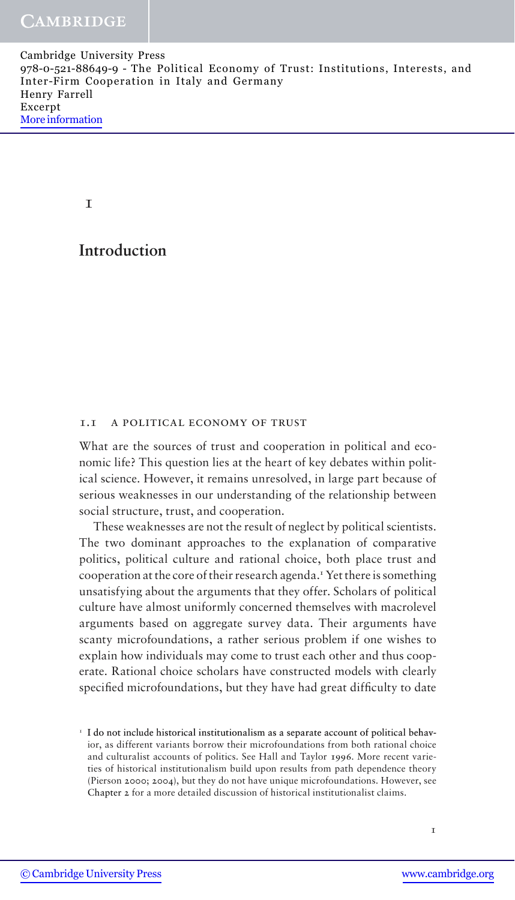# 1

# Introduction

## 1.1 A POLITICAL ECONOMY OF TRUST

What are the sources of trust and cooperation in political and economic life? This question lies at the heart of key debates within political science. However, it remains unresolved, in large part because of serious weaknesses in our understanding of the relationship between social structure, trust, and cooperation.

These weaknesses are not the result of neglect by political scientists. The two dominant approaches to the explanation of comparative politics, political culture and rational choice, both place trust and cooperation at the core of their research agenda.[1] Yet there is something unsatisfying about the arguments that they offer. Scholars of political culture have almost uniformly concerned themselves with macrolevel arguments based on aggregate survey data. Their arguments have scanty microfoundations, a rather serious problem if one wishes to explain how individuals may come to trust each other and thus cooperate. Rational choice scholars have constructed models with clearly specified microfoundations, but they have had great difficulty to date

[1] I do not include historical institutionalism as a separate account of political behavior, as different variants borrow their microfoundations from both rational choice and culturalist accounts of politics. See Hall and Taylor 1996. More recent varieties of historical institutionalism build upon results from path dependence theory (Pierson 2000; 2004), but they do not have unique microfoundations. However, see Chapter 2 for a more detailed discussion of historical institutionalist claims.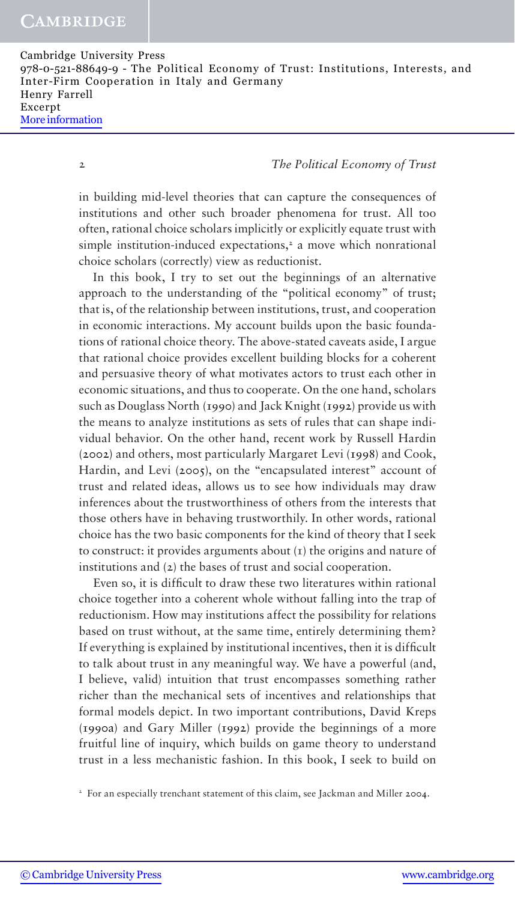in building mid-level theories that can capture the consequences of institutions and other such broader phenomena for trust. All too often, rational choice scholars implicitly or explicitly equate trust with simple institution-induced expectations,[2] a move which nonrational choice scholars (correctly) view as reductionist.

In this book, I try to set out the beginnings of an alternative approach to the understanding of the "political economy" of trust; that is, of the relationship between institutions, trust, and cooperation in economic interactions. My account builds upon the basic foundations of rational choice theory. The above-stated caveats aside, I argue that rational choice provides excellent building blocks for a coherent and persuasive theory of what motivates actors to trust each other in economic situations, and thus to cooperate. On the one hand, scholars such as Douglass North (1990) and Jack Knight (1992) provide us with the means to analyze institutions as sets of rules that can shape individual behavior. On the other hand, recent work by Russell Hardin (2002) and others, most particularly Margaret Levi (1998) and Cook, Hardin, and Levi (2005), on the "encapsulated interest" account of trust and related ideas, allows us to see how individuals may draw inferences about the trustworthiness of others from the interests that those others have in behaving trustworthily. In other words, rational choice has the two basic components for the kind of theory that I seek to construct: it provides arguments about (1) the origins and nature of institutions and (2) the bases of trust and social cooperation.

Even so, it is difficult to draw these two literatures within rational choice together into a coherent whole without falling into the trap of reductionism. How may institutions affect the possibility for relations based on trust without, at the same time, entirely determining them? If everything is explained by institutional incentives, then it is difficult to talk about trust in any meaningful way. We have a powerful (and, I believe, valid) intuition that trust encompasses something rather richer than the mechanical sets of incentives and relationships that formal models depict. In two important contributions, David Kreps (1990a) and Gary Miller (1992) provide the beginnings of a more fruitful line of inquiry, which builds on game theory to understand trust in a less mechanistic fashion. In this book, I seek to build on

[2] For an especially trenchant statement of this claim, see Jackman and Miller 2004.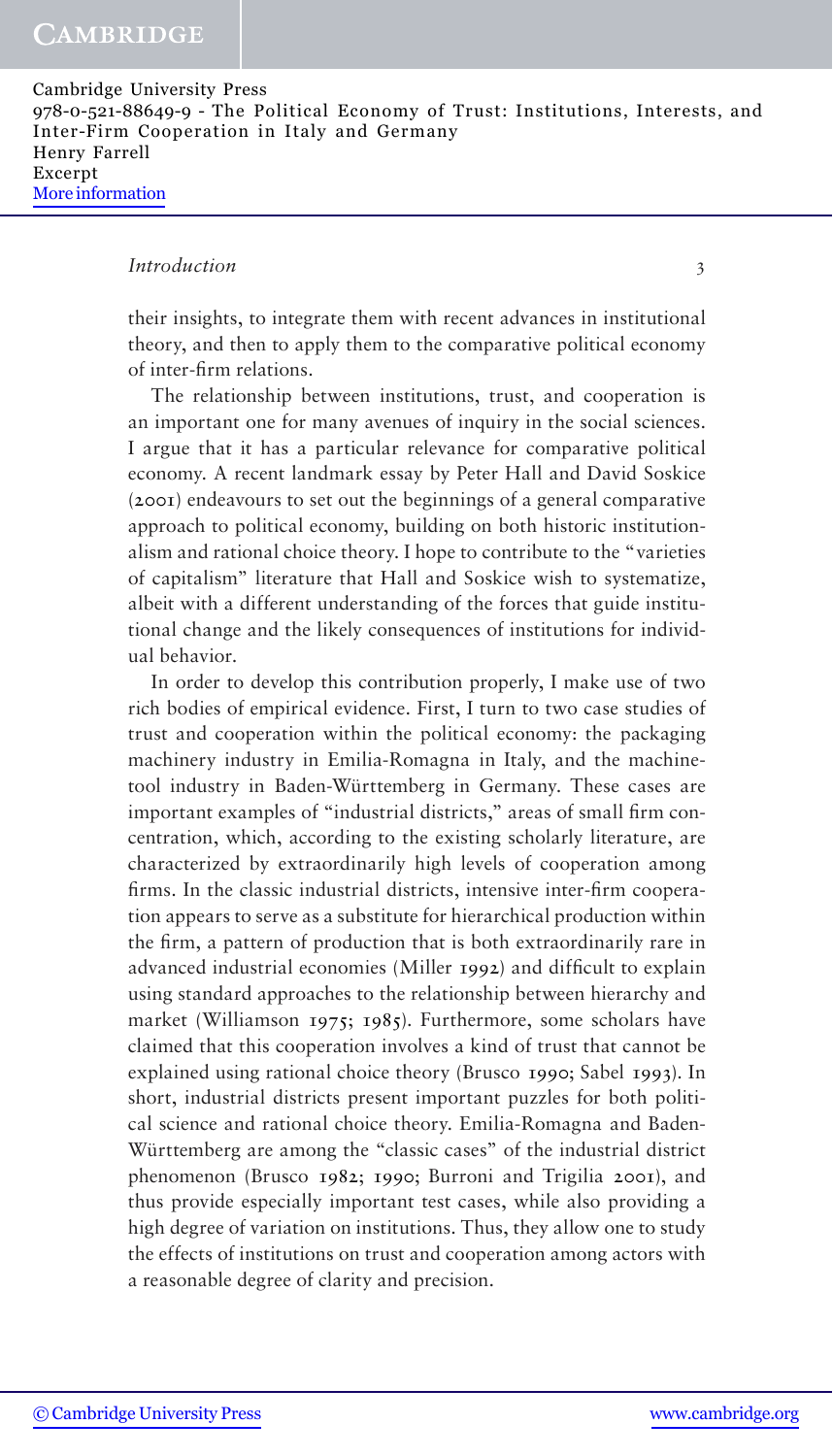their insights, to integrate them with recent advances in institutional theory, and then to apply them to the comparative political economy of inter-firm relations.

The relationship between institutions, trust, and cooperation is an important one for many avenues of inquiry in the social sciences. I argue that it has a particular relevance for comparative political economy. A recent landmark essay by Peter Hall and David Soskice (2001) endeavours to set out the beginnings of a general comparative approach to political economy, building on both historic institutionalism and rational choice theory. I hope to contribute to the "varieties of capitalism" literature that Hall and Soskice wish to systematize, albeit with a different understanding of the forces that guide institutional change and the likely consequences of institutions for individual behavior.

In order to develop this contribution properly, I make use of two rich bodies of empirical evidence. First, I turn to two case studies of trust and cooperation within the political economy: the packaging machinery industry in Emilia-Romagna in Italy, and the machine-tool industry in Baden-Württemberg in Germany. These cases are important examples of "industrial districts," areas of small firm concentration, which, according to the existing scholarly literature, are characterized by extraordinarily high levels of cooperation among firms. In the classic industrial districts, intensive inter-firm cooperation appears to serve as a substitute for hierarchical production within the firm, a pattern of production that is both extraordinarily rare in advanced industrial economies (Miller 1992) and difficult to explain using standard approaches to the relationship between hierarchy and market (Williamson 1975; 1985). Furthermore, some scholars have claimed that this cooperation involves a kind of trust that cannot be explained using rational choice theory (Brusco 1990; Sabel 1993). In short, industrial districts present important puzzles for both political science and rational choice theory. Emilia-Romagna and Baden-Württemberg are among the "classic cases" of the industrial district phenomenon (Brusco 1982; 1990; Burroni and Trigilia 2001), and thus provide especially important test cases, while also providing a high degree of variation on institutions. Thus, they allow one to study the effects of institutions on trust and cooperation among actors with a reasonable degree of clarity and precision.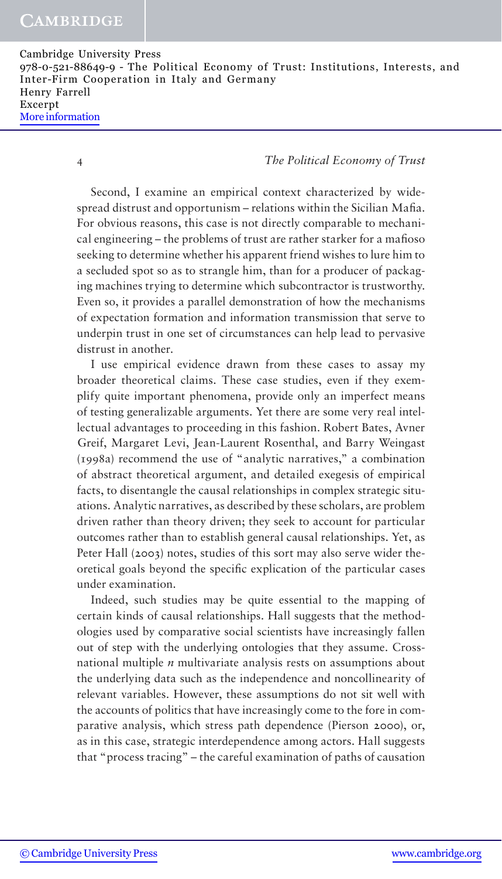Second, I examine an empirical context characterized by widespread distrust and opportunism – relations within the Sicilian Mafia. For obvious reasons, this case is not directly comparable to mechanical engineering – the problems of trust are rather starker for a mafioso seeking to determine whether his apparent friend wishes to lure him to a secluded spot so as to strangle him, than for a producer of packaging machines trying to determine which subcontractor is trustworthy. Even so, it provides a parallel demonstration of how the mechanisms of expectation formation and information transmission that serve to underpin trust in one set of circumstances can help lead to pervasive distrust in another.

I use empirical evidence drawn from these cases to assay my broader theoretical claims. These case studies, even if they exemplify quite important phenomena, provide only an imperfect means of testing generalizable arguments. Yet there are some very real intellectual advantages to proceeding in this fashion. Robert Bates, Avner Greif, Margaret Levi, Jean-Laurent Rosenthal, and Barry Weingast (1998a) recommend the use of "analytic narratives," a combination of abstract theoretical argument, and detailed exegesis of empirical facts, to disentangle the causal relationships in complex strategic situations. Analytic narratives, as described by these scholars, are problem driven rather than theory driven; they seek to account for particular outcomes rather than to establish general causal relationships. Yet, as Peter Hall (2003) notes, studies of this sort may also serve wider theoretical goals beyond the specific explication of the particular cases under examination.

Indeed, such studies may be quite essential to the mapping of certain kinds of causal relationships. Hall suggests that the methodologies used by comparative social scientists have increasingly fallen out of step with the underlying ontologies that they assume. Cross-national multiple *n* multivariate analysis rests on assumptions about the underlying data such as the independence and noncollinearity of relevant variables. However, these assumptions do not sit well with the accounts of politics that have increasingly come to the fore in comparative analysis, which stress path dependence (Pierson 2000), or, as in this case, strategic interdependence among actors. Hall suggests that "process tracing" – the careful examination of paths of causation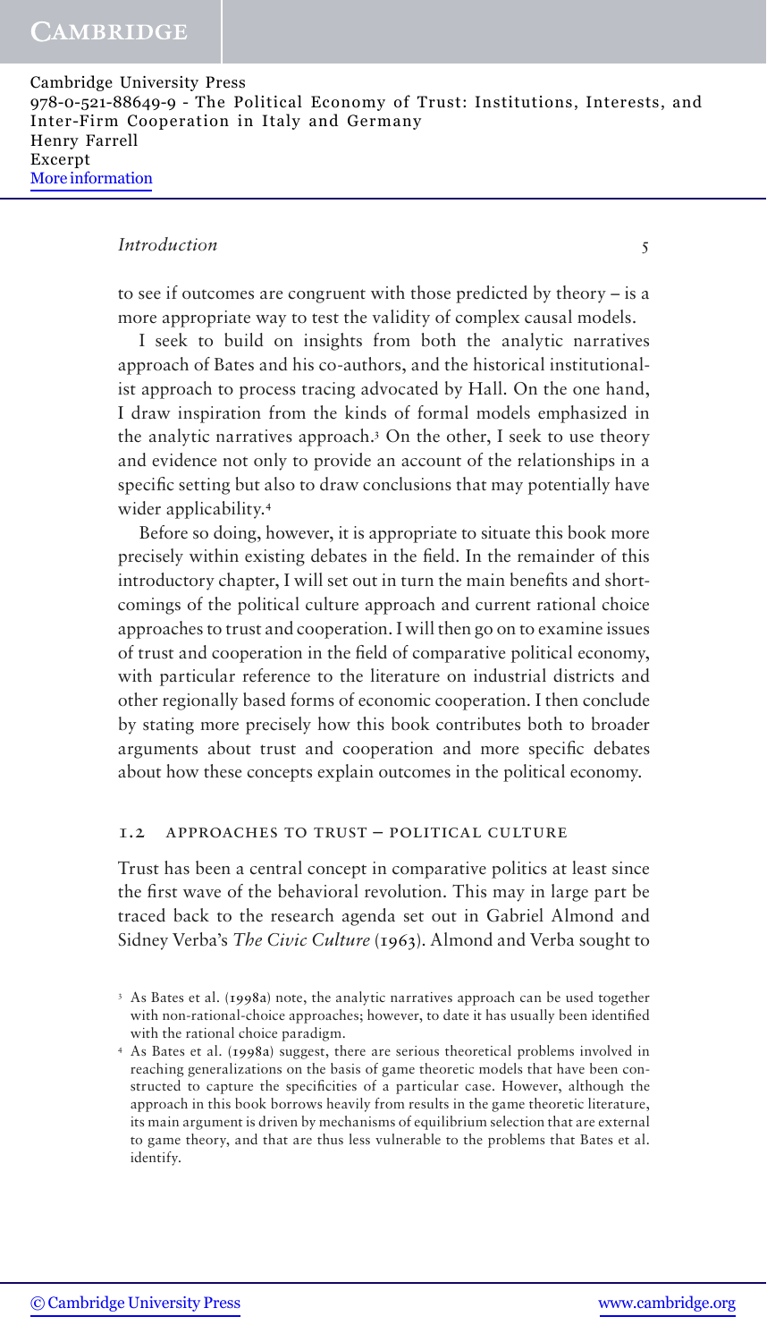to see if outcomes are congruent with those predicted by theory – is a more appropriate way to test the validity of complex causal models.

I seek to build on insights from both the analytic narratives approach of Bates and his co-authors, and the historical institutionalist approach to process tracing advocated by Hall. On the one hand, I draw inspiration from the kinds of formal models emphasized in the analytic narratives approach.[3] On the other, I seek to use theory and evidence not only to provide an account of the relationships in a specific setting but also to draw conclusions that may potentially have wider applicability.[4]

Before so doing, however, it is appropriate to situate this book more precisely within existing debates in the field. In the remainder of this introductory chapter, I will set out in turn the main benefits and shortcomings of the political culture approach and current rational choice approaches to trust and cooperation. I will then go on to examine issues of trust and cooperation in the field of comparative political economy, with particular reference to the literature on industrial districts and other regionally based forms of economic cooperation. I then conclude by stating more precisely how this book contributes both to broader arguments about trust and cooperation and more specific debates about how these concepts explain outcomes in the political economy.

## 1.2 Approaches to Trust – Political Culture

Trust has been a central concept in comparative politics at least since the first wave of the behavioral revolution. This may in large part be traced back to the research agenda set out in Gabriel Almond and Sidney Verba's *The Civic Culture* (1963). Almond and Verba sought to

[3] As Bates et al. (1998a) note, the analytic narratives approach can be used together with non-rational-choice approaches; however, to date it has usually been identified with the rational choice paradigm.

[4] As Bates et al. (1998a) suggest, there are serious theoretical problems involved in reaching generalizations on the basis of game theoretic models that have been constructed to capture the specificities of a particular case. However, although the approach in this book borrows heavily from results in the game theoretic literature, its main argument is driven by mechanisms of equilibrium selection that are external to game theory, and that are thus less vulnerable to the problems that Bates et al. identify.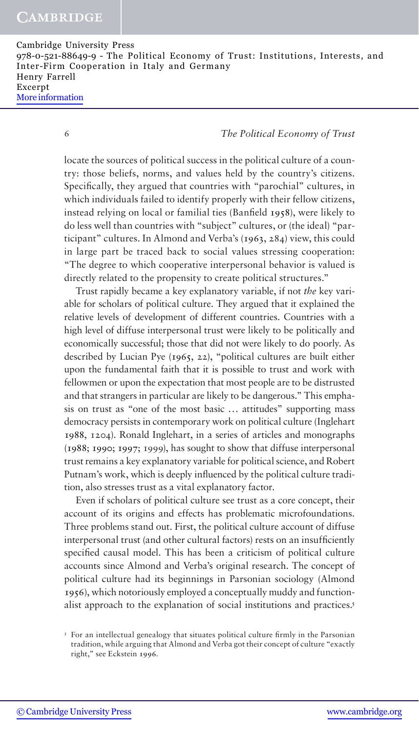locate the sources of political success in the political culture of a country: those beliefs, norms, and values held by the country's citizens. Specifically, they argued that countries with "parochial" cultures, in which individuals failed to identify properly with their fellow citizens, instead relying on local or familial ties (Banfield 1958), were likely to do less well than countries with "subject" cultures, or (the ideal) "participant" cultures. In Almond and Verba's (1963, 284) view, this could in large part be traced back to social values stressing cooperation: "The degree to which cooperative interpersonal behavior is valued is directly related to the propensity to create political structures."

Trust rapidly became a key explanatory variable, if not *the* key variable for scholars of political culture. They argued that it explained the relative levels of development of different countries. Countries with a high level of diffuse interpersonal trust were likely to be politically and economically successful; those that did not were likely to do poorly. As described by Lucian Pye (1965, 22), "political cultures are built either upon the fundamental faith that it is possible to trust and work with fellowmen or upon the expectation that most people are to be distrusted and that strangers in particular are likely to be dangerous." This emphasis on trust as "one of the most basic … attitudes" supporting mass democracy persists in contemporary work on political culture (Inglehart 1988, 1204). Ronald Inglehart, in a series of articles and monographs (1988; 1990; 1997; 1999), has sought to show that diffuse interpersonal trust remains a key explanatory variable for political science, and Robert Putnam's work, which is deeply influenced by the political culture tradition, also stresses trust as a vital explanatory factor.

Even if scholars of political culture see trust as a core concept, their account of its origins and effects has problematic microfoundations. Three problems stand out. First, the political culture account of diffuse interpersonal trust (and other cultural factors) rests on an insufficiently specified causal model. This has been a criticism of political culture accounts since Almond and Verba's original research. The concept of political culture had its beginnings in Parsonian sociology (Almond 1956), which notoriously employed a conceptually muddy and functionalist approach to the explanation of social institutions and practices.[5]

[5] For an intellectual genealogy that situates political culture firmly in the Parsonian tradition, while arguing that Almond and Verba got their concept of culture "exactly right," see Eckstein 1996.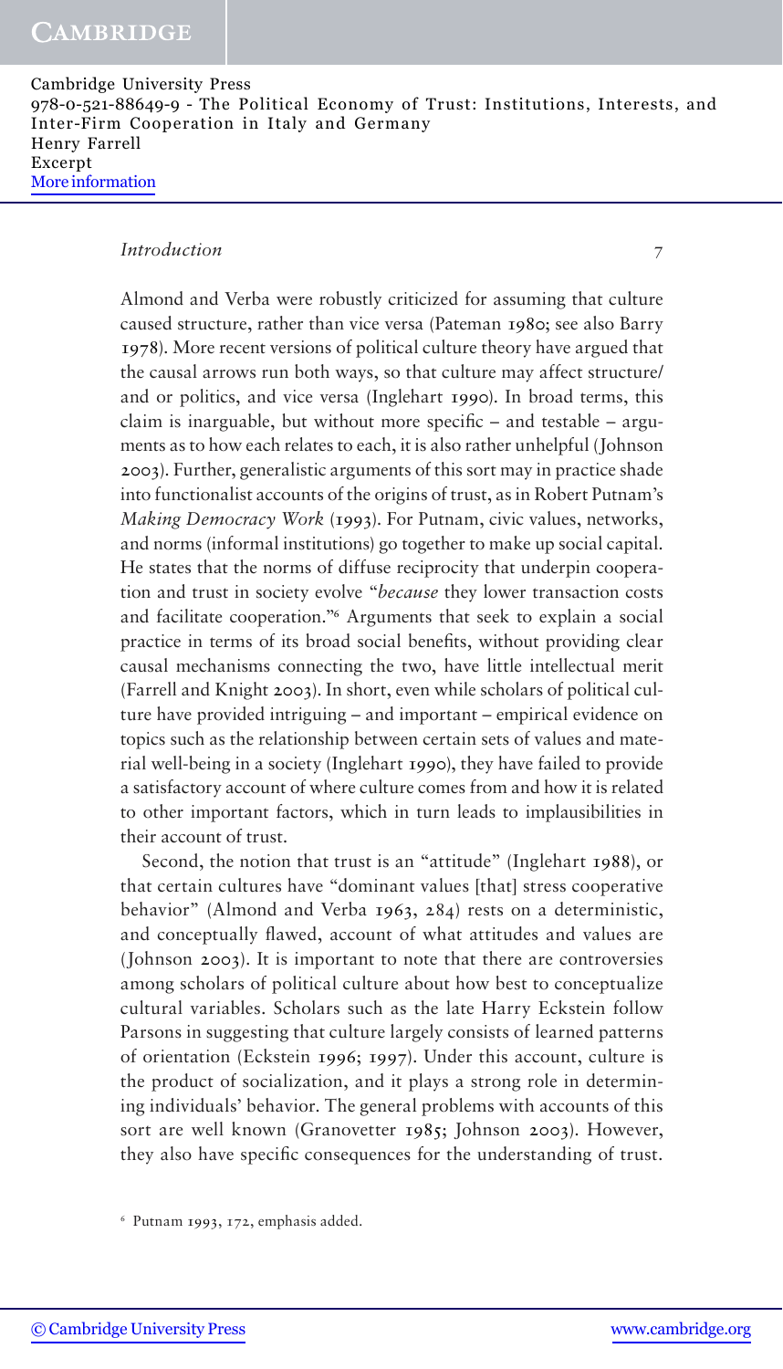Almond and Verba were robustly criticized for assuming that culture caused structure, rather than vice versa (Pateman 1980; see also Barry 1978). More recent versions of political culture theory have argued that the causal arrows run both ways, so that culture may affect structure/ and or politics, and vice versa (Inglehart 1990). In broad terms, this claim is inarguable, but without more specific – and testable – arguments as to how each relates to each, it is also rather unhelpful (Johnson 2003). Further, generalistic arguments of this sort may in practice shade into functionalist accounts of the origins of trust, as in Robert Putnam's *Making Democracy Work* (1993). For Putnam, civic values, networks, and norms (informal institutions) go together to make up social capital. He states that the norms of diffuse reciprocity that underpin cooperation and trust in society evolve "*because* they lower transaction costs and facilitate cooperation."[6] Arguments that seek to explain a social practice in terms of its broad social benefits, without providing clear causal mechanisms connecting the two, have little intellectual merit (Farrell and Knight 2003). In short, even while scholars of political culture have provided intriguing – and important – empirical evidence on topics such as the relationship between certain sets of values and material well-being in a society (Inglehart 1990), they have failed to provide a satisfactory account of where culture comes from and how it is related to other important factors, which in turn leads to implausibilities in their account of trust.

Second, the notion that trust is an "attitude" (Inglehart 1988), or that certain cultures have "dominant values [that] stress cooperative behavior" (Almond and Verba 1963, 284) rests on a deterministic, and conceptually flawed, account of what attitudes and values are (Johnson 2003). It is important to note that there are controversies among scholars of political culture about how best to conceptualize cultural variables. Scholars such as the late Harry Eckstein follow Parsons in suggesting that culture largely consists of learned patterns of orientation (Eckstein 1996; 1997). Under this account, culture is the product of socialization, and it plays a strong role in determining individuals' behavior. The general problems with accounts of this sort are well known (Granovetter 1985; Johnson 2003). However, they also have specific consequences for the understanding of trust.

[6] Putnam 1993, 172, emphasis added.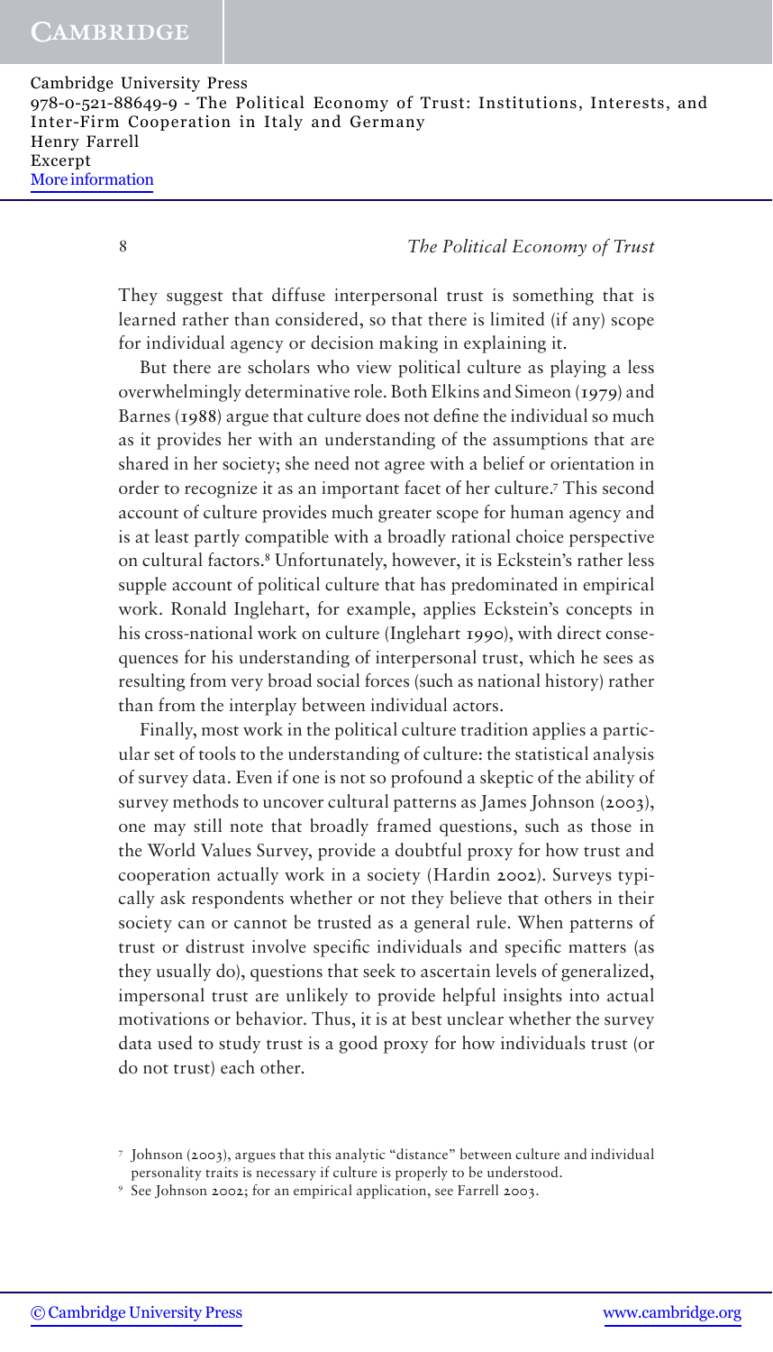They suggest that diffuse interpersonal trust is something that is learned rather than considered, so that there is limited (if any) scope for individual agency or decision making in explaining it.

But there are scholars who view political culture as playing a less overwhelmingly determinative role. Both Elkins and Simeon (1979) and Barnes (1988) argue that culture does not define the individual so much as it provides her with an understanding of the assumptions that are shared in her society; she need not agree with a belief or orientation in order to recognize it as an important facet of her culture.[7] This second account of culture provides much greater scope for human agency and is at least partly compatible with a broadly rational choice perspective on cultural factors.[8] Unfortunately, however, it is Eckstein's rather less supple account of political culture that has predominated in empirical work. Ronald Inglehart, for example, applies Eckstein's concepts in his cross-national work on culture (Inglehart 1990), with direct consequences for his understanding of interpersonal trust, which he sees as resulting from very broad social forces (such as national history) rather than from the interplay between individual actors.

Finally, most work in the political culture tradition applies a particular set of tools to the understanding of culture: the statistical analysis of survey data. Even if one is not so profound a skeptic of the ability of survey methods to uncover cultural patterns as James Johnson (2003), one may still note that broadly framed questions, such as those in the World Values Survey, provide a doubtful proxy for how trust and cooperation actually work in a society (Hardin 2002). Surveys typically ask respondents whether or not they believe that others in their society can or cannot be trusted as a general rule. When patterns of trust or distrust involve specific individuals and specific matters (as they usually do), questions that seek to ascertain levels of generalized, impersonal trust are unlikely to provide helpful insights into actual motivations or behavior. Thus, it is at best unclear whether the survey data used to study trust is a good proxy for how individuals trust (or do not trust) each other.

[7] Johnson (2003), argues that this analytic "distance" between culture and individual personality traits is necessary if culture is properly to be understood.

[8] See Johnson 2002; for an empirical application, see Farrell 2003.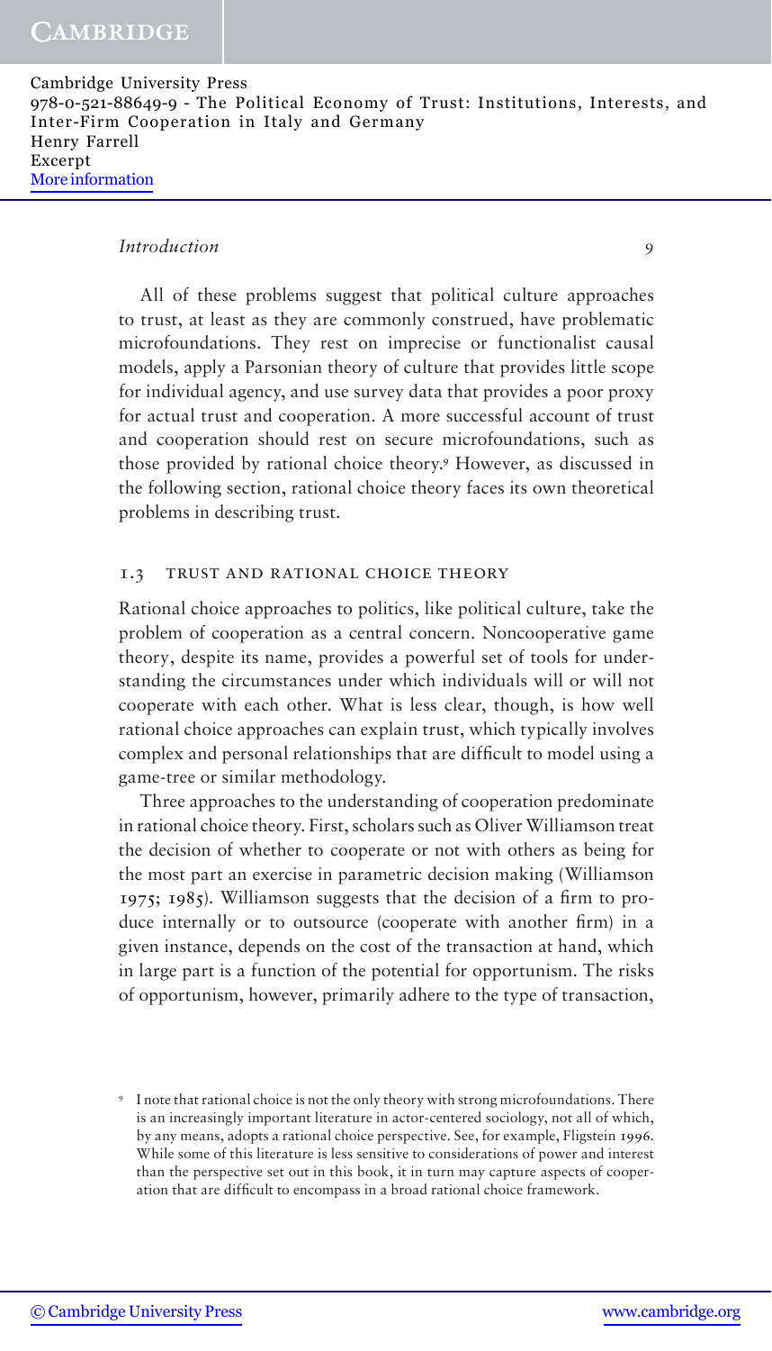All of these problems suggest that political culture approaches to trust, at least as they are commonly construed, have problematic microfoundations. They rest on imprecise or functionalist causal models, apply a Parsonian theory of culture that provides little scope for individual agency, and use survey data that provides a poor proxy for actual trust and cooperation. A more successful account of trust and cooperation should rest on secure microfoundations, such as those provided by rational choice theory.[9] However, as discussed in the following section, rational choice theory faces its own theoretical problems in describing trust.

## 1.3 TRUST AND RATIONAL CHOICE THEORY

Rational choice approaches to politics, like political culture, take the problem of cooperation as a central concern. Noncooperative game theory, despite its name, provides a powerful set of tools for understanding the circumstances under which individuals will or will not cooperate with each other. What is less clear, though, is how well rational choice approaches can explain trust, which typically involves complex and personal relationships that are difficult to model using a game-tree or similar methodology.

Three approaches to the understanding of cooperation predominate in rational choice theory. First, scholars such as Oliver Williamson treat the decision of whether to cooperate or not with others as being for the most part an exercise in parametric decision making (Williamson 1975; 1985). Williamson suggests that the decision of a firm to produce internally or to outsource (cooperate with another firm) in a given instance, depends on the cost of the transaction at hand, which in large part is a function of the potential for opportunism. The risks of opportunism, however, primarily adhere to the type of transaction,

[9] I note that rational choice is not the only theory with strong microfoundations. There is an increasingly important literature in actor-centered sociology, not all of which, by any means, adopts a rational choice perspective. See, for example, Fligstein 1996. While some of this literature is less sensitive to considerations of power and interest than the perspective set out in this book, it in turn may capture aspects of cooperation that are difficult to encompass in a broad rational choice framework.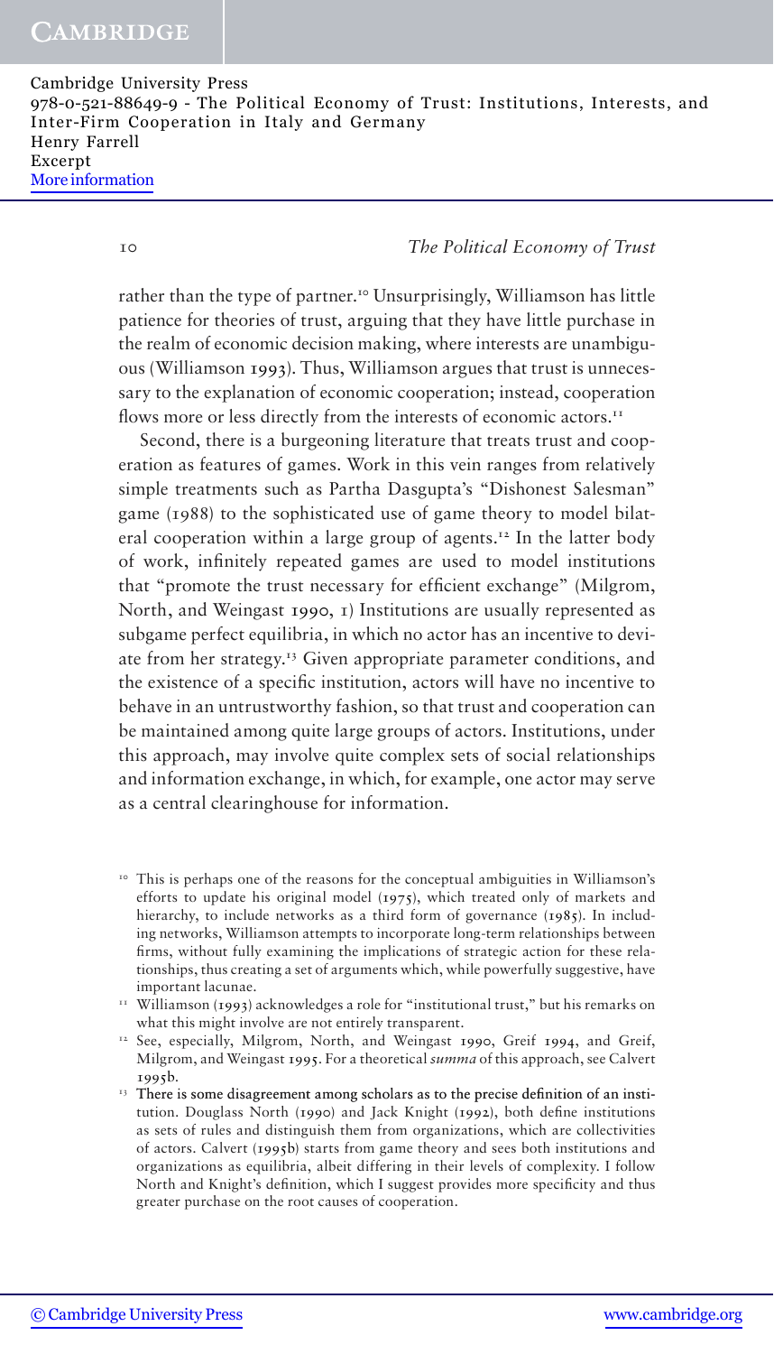rather than the type of partner.[10] Unsurprisingly, Williamson has little patience for theories of trust, arguing that they have little purchase in the realm of economic decision making, where interests are unambiguous (Williamson 1993). Thus, Williamson argues that trust is unnecessary to the explanation of economic cooperation; instead, cooperation flows more or less directly from the interests of economic actors.[11]

Second, there is a burgeoning literature that treats trust and cooperation as features of games. Work in this vein ranges from relatively simple treatments such as Partha Dasgupta's "Dishonest Salesman" game (1988) to the sophisticated use of game theory to model bilateral cooperation within a large group of agents.[12] In the latter body of work, infinitely repeated games are used to model institutions that "promote the trust necessary for efficient exchange" (Milgrom, North, and Weingast 1990, 1) Institutions are usually represented as subgame perfect equilibria, in which no actor has an incentive to deviate from her strategy.[13] Given appropriate parameter conditions, and the existence of a specific institution, actors will have no incentive to behave in an untrustworthy fashion, so that trust and cooperation can be maintained among quite large groups of actors. Institutions, under this approach, may involve quite complex sets of social relationships and information exchange, in which, for example, one actor may serve as a central clearinghouse for information.

[10] This is perhaps one of the reasons for the conceptual ambiguities in Williamson's efforts to update his original model (1975), which treated only of markets and hierarchy, to include networks as a third form of governance (1985). In including networks, Williamson attempts to incorporate long-term relationships between firms, without fully examining the implications of strategic action for these relationships, thus creating a set of arguments which, while powerfully suggestive, have important lacunae.

[11] Williamson (1993) acknowledges a role for "institutional trust," but his remarks on what this might involve are not entirely transparent.

[12] See, especially, Milgrom, North, and Weingast 1990, Greif 1994, and Greif, Milgrom, and Weingast 1995. For a theoretical *summa* of this approach, see Calvert 1995b.

[13] There is some disagreement among scholars as to the precise definition of an institution. Douglass North (1990) and Jack Knight (1992), both define institutions as sets of rules and distinguish them from organizations, which are collectivities of actors. Calvert (1995b) starts from game theory and sees both institutions and organizations as equilibria, albeit differing in their levels of complexity. I follow North and Knight's definition, which I suggest provides more specificity and thus greater purchase on the root causes of cooperation.